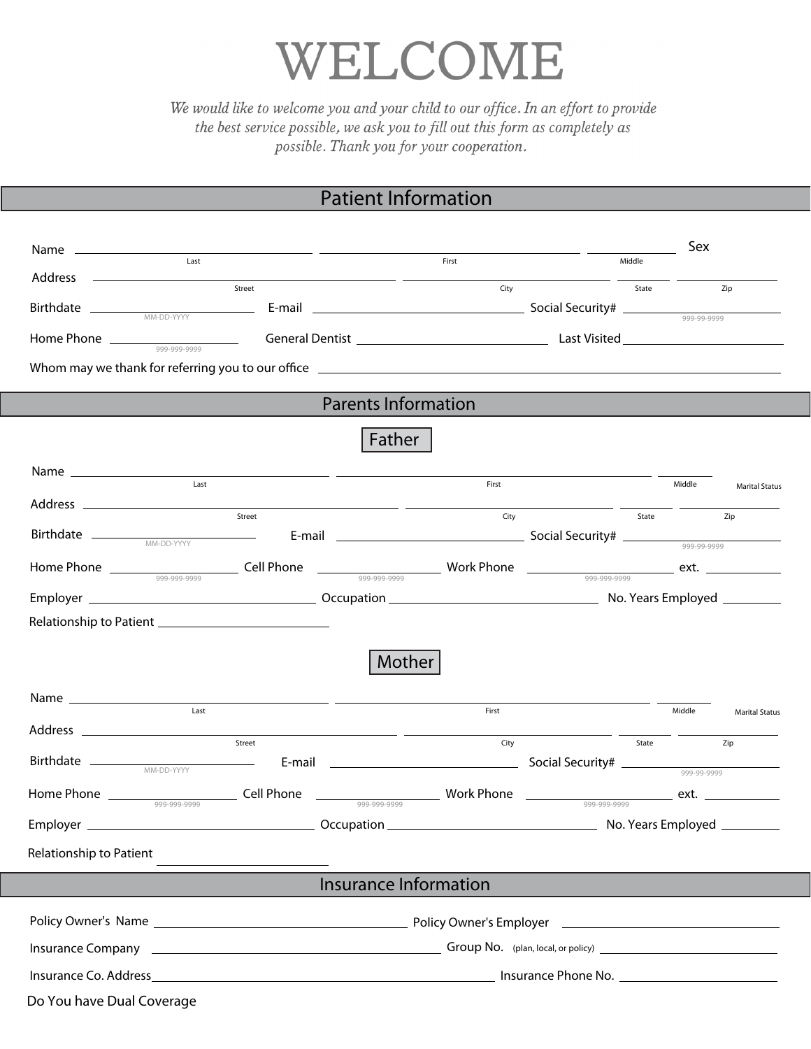# WELCOME

*We would like to welcome you and your child to our office. In an effort to provide the best service possible, we ask you to fill out this form as completely as possible. Thank you for your cooperation.*

## Patient Information

Name ______________________ ______________________ ____________ Sex
Last First Middle

Address ______________________ ______________________ ________ ________
Street City State Zip

Birthdate ____________ (MM-DD-YYYY) E-mail ______________________ Social Security# ____________ (999-99-9999)

Home Phone ____________ (999-999-9999) General Dentist ______________________ Last Visited ______________________

Whom may we thank for referring you to our office ______________________________________________

## Parents Information

### Father

Name ______________________ ______________________ ____________ Marital Status
Last First Middle

Address ______________________ ______________________ ________ ________
Street City State Zip

Birthdate ____________ (MM-DD-YYYY) E-mail ______________________ Social Security# ____________ (999-99-9999)

Home Phone ____________ (999-999-9999) Cell Phone ____________ (999-999-9999) Work Phone ____________ (999-999-9999) ext. ________

Employer ______________________ Occupation ______________________ No. Years Employed ________

Relationship to Patient ______________________

### Mother

Name ______________________ ______________________ ____________ Marital Status
Last First Middle

Address ______________________ ______________________ ________ ________
Street City State Zip

Birthdate ____________ (MM-DD-YYYY) E-mail ______________________ Social Security# ____________ (999-99-9999)

Home Phone ____________ (999-999-9999) Cell Phone ____________ (999-999-9999) Work Phone ____________ (999-999-9999) ext. ________

Employer ______________________ Occupation ______________________ No. Years Employed ________

Relationship to Patient ______________________

## Insurance Information

Policy Owner's Name ______________________ Policy Owner's Employer ______________________

Insurance Company ______________________ Group No. (plan, local, or policy) ______________________

Insurance Co. Address ______________________ Insurance Phone No. ______________________

Do You have Dual Coverage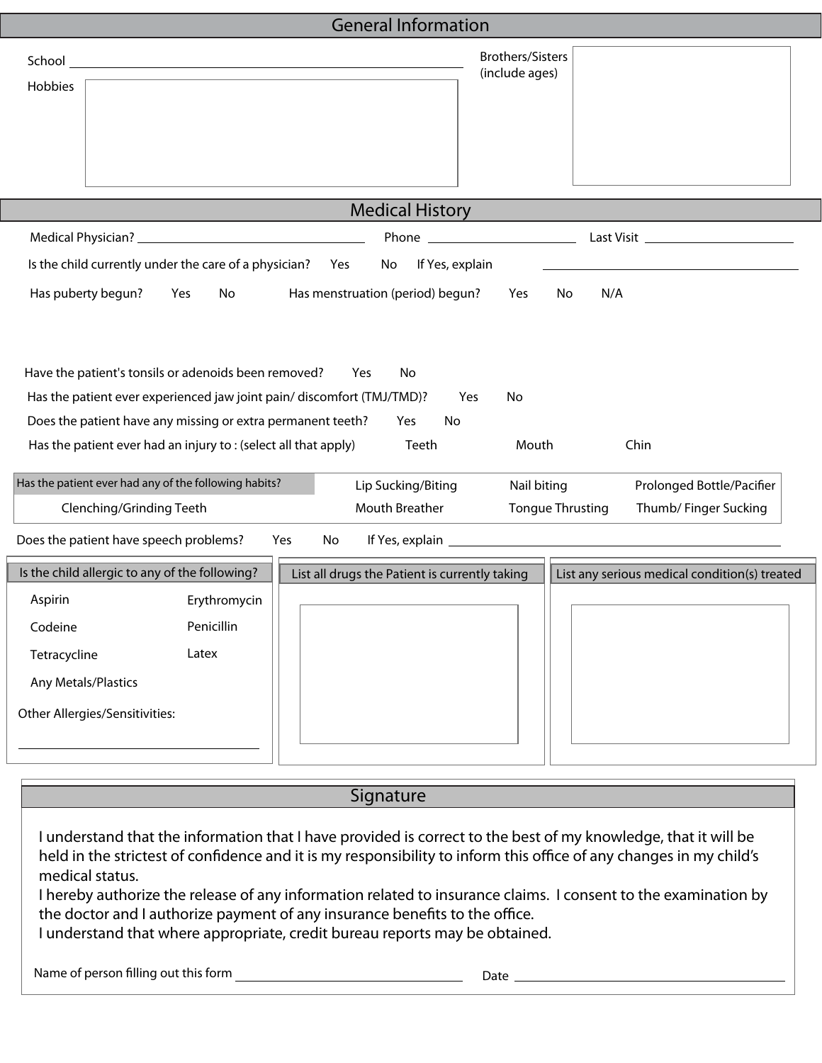## General Information

School \_\_\_\_\_\_\_\_\_\_\_\_\_\_\_\_\_\_\_\_\_\_\_\_\_\_\_\_\_\_

Brothers/Sisters (include ages)

Hobbies

## Medical History

Medical Physician? \_\_\_\_\_\_\_\_\_\_\_\_\_\_\_\_ Phone \_\_\_\_\_\_\_\_\_\_\_\_\_\_\_\_ Last Visit \_\_\_\_\_\_\_\_\_\_\_\_\_\_\_\_

Is the child currently under the care of a physician? Yes No If Yes, explain \_\_\_\_\_\_\_\_\_\_\_\_\_\_\_\_

Has puberty begun? Yes No Has menstruation (period) begun? Yes No N/A

Have the patient's tonsils or adenoids been removed? Yes No

Has the patient ever experienced jaw joint pain/ discomfort (TMJ/TMD)? Yes No

Does the patient have any missing or extra permanent teeth? Yes No

Has the patient ever had an injury to : (select all that apply) Teeth Mouth Chin

| Has the patient ever had any of the following habits? | | | |
|---|---|---|---|
| | Lip Sucking/Biting | Nail biting | Prolonged Bottle/Pacifier |
| Clenching/Grinding Teeth | Mouth Breather | Tongue Thrusting | Thumb/ Finger Sucking |

Does the patient have speech problems? Yes No If Yes, explain \_\_\_\_\_\_\_\_\_\_\_\_\_\_\_\_

**Is the child allergic to any of the following?**

- Aspirin
- Erythromycin
- Codeine
- Penicillin
- Tetracycline
- Latex
- Any Metals/Plastics

Other Allergies/Sensitivities: \_\_\_\_\_\_\_\_\_\_\_\_\_\_\_\_

**List all drugs the Patient is currently taking**

**List any serious medical condition(s) treated**

## Signature

I understand that the information that I have provided is correct to the best of my knowledge, that it will be held in the strictest of confidence and it is my responsibility to inform this office of any changes in my child's medical status.
I hereby authorize the release of any information related to insurance claims. I consent to the examination by the doctor and I authorize payment of any insurance benefits to the office.
I understand that where appropriate, credit bureau reports may be obtained.

Name of person filling out this form \_\_\_\_\_\_\_\_\_\_\_\_\_\_\_\_ Date \_\_\_\_\_\_\_\_\_\_\_\_\_\_\_\_